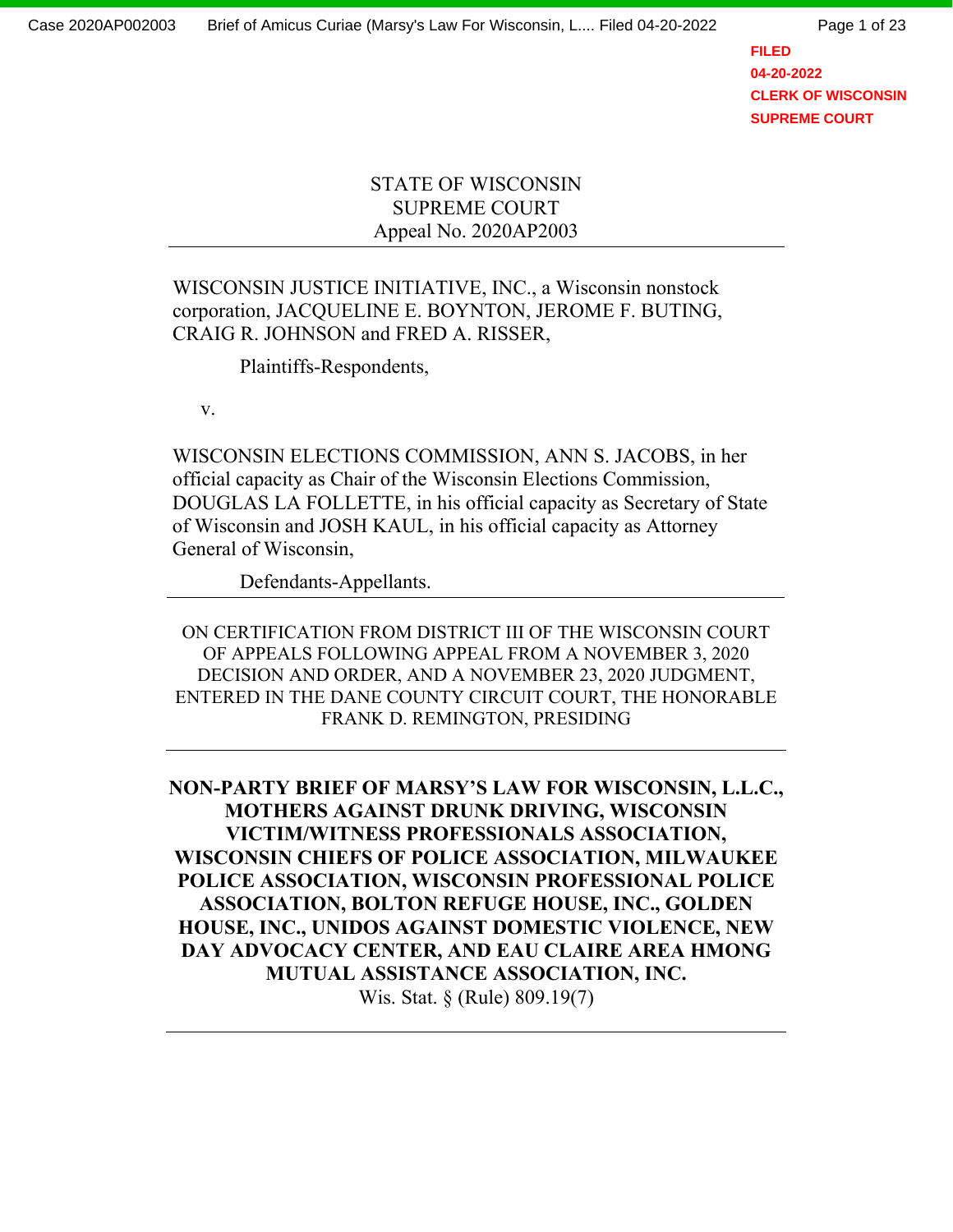FILED
04-20-2022
CLERK OF WISCONSIN
SUPREME COURT

STATE OF WISCONSIN
SUPREME COURT
Appeal No. 2020AP2003

---

WISCONSIN JUSTICE INITIATIVE, INC., a Wisconsin nonstock corporation, JACQUELINE E. BOYNTON, JEROME F. BUTING, CRAIG R. JOHNSON and FRED A. RISSER,

Plaintiffs-Respondents,

v.

WISCONSIN ELECTIONS COMMISSION, ANN S. JACOBS, in her official capacity as Chair of the Wisconsin Elections Commission, DOUGLAS LA FOLLETTE, in his official capacity as Secretary of State of Wisconsin and JOSH KAUL, in his official capacity as Attorney General of Wisconsin,

Defendants-Appellants.

---

ON CERTIFICATION FROM DISTRICT III OF THE WISCONSIN COURT OF APPEALS FOLLOWING APPEAL FROM A NOVEMBER 3, 2020 DECISION AND ORDER, AND A NOVEMBER 23, 2020 JUDGMENT, ENTERED IN THE DANE COUNTY CIRCUIT COURT, THE HONORABLE FRANK D. REMINGTON, PRESIDING

---

**NON-PARTY BRIEF OF MARSY'S LAW FOR WISCONSIN, L.L.C., MOTHERS AGAINST DRUNK DRIVING, WISCONSIN VICTIM/WITNESS PROFESSIONALS ASSOCIATION, WISCONSIN CHIEFS OF POLICE ASSOCIATION, MILWAUKEE POLICE ASSOCIATION, WISCONSIN PROFESSIONAL POLICE ASSOCIATION, BOLTON REFUGE HOUSE, INC., GOLDEN HOUSE, INC., UNIDOS AGAINST DOMESTIC VIOLENCE, NEW DAY ADVOCACY CENTER, AND EAU CLAIRE AREA HMONG MUTUAL ASSISTANCE ASSOCIATION, INC.**

Wis. Stat. § (Rule) 809.19(7)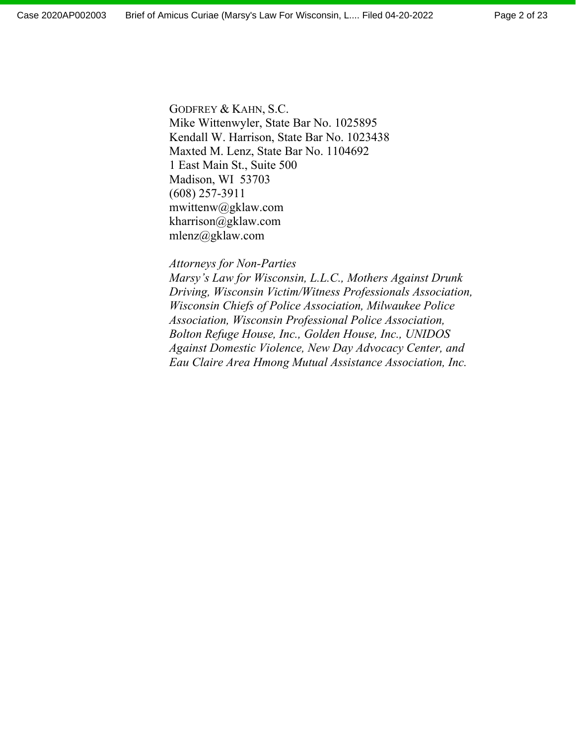GODFREY & KAHN, S.C.
Mike Wittenwyler, State Bar No. 1025895
Kendall W. Harrison, State Bar No. 1023438
Maxted M. Lenz, State Bar No. 1104692
1 East Main St., Suite 500
Madison, WI 53703
(608) 257-3911
mwittenw@gklaw.com
kharrison@gklaw.com
mlenz@gklaw.com

*Attorneys for Non-Parties*
*Marsy's Law for Wisconsin, L.L.C., Mothers Against Drunk Driving, Wisconsin Victim/Witness Professionals Association, Wisconsin Chiefs of Police Association, Milwaukee Police Association, Wisconsin Professional Police Association, Bolton Refuge House, Inc., Golden House, Inc., UNIDOS Against Domestic Violence, New Day Advocacy Center, and Eau Claire Area Hmong Mutual Assistance Association, Inc.*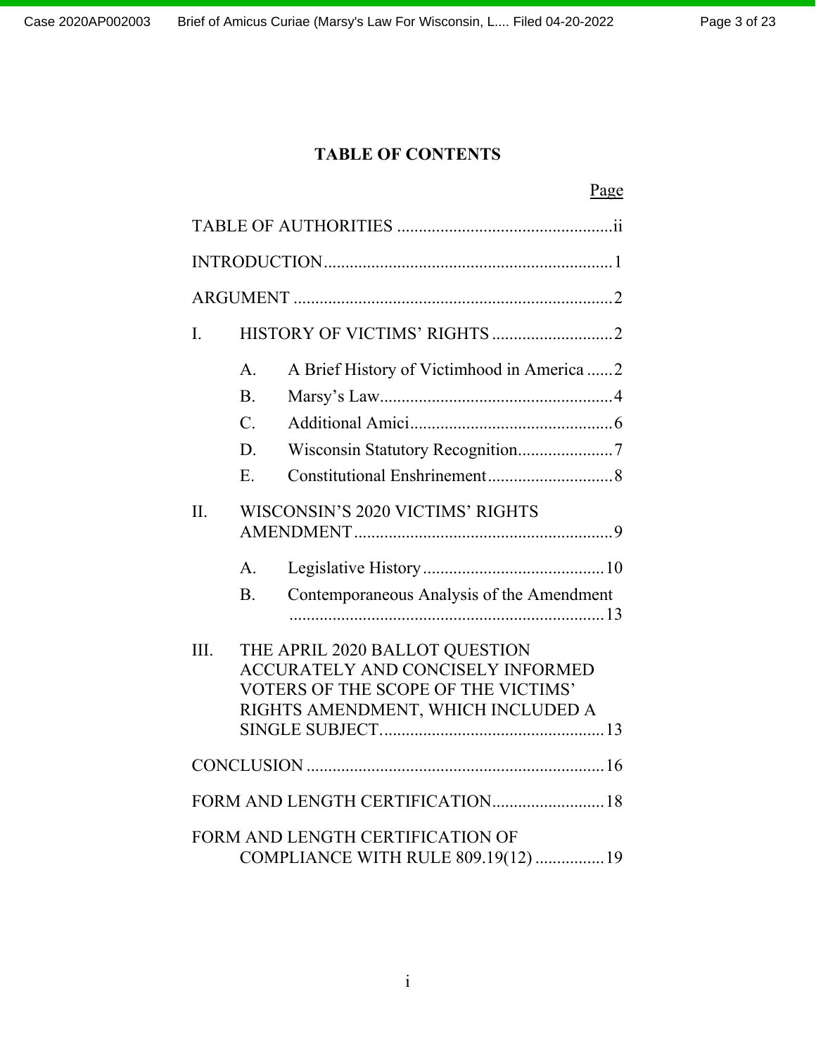# TABLE OF CONTENTS

| | Page |
|---|---|
| TABLE OF AUTHORITIES | ii |
| INTRODUCTION | 1 |
| ARGUMENT | 2 |
| I. HISTORY OF VICTIMS' RIGHTS | 2 |
| A. A Brief History of Victimhood in America | 2 |
| B. Marsy's Law | 4 |
| C. Additional Amici | 6 |
| D. Wisconsin Statutory Recognition | 7 |
| E. Constitutional Enshrinement | 8 |
| II. WISCONSIN'S 2020 VICTIMS' RIGHTS AMENDMENT | 9 |
| A. Legislative History | 10 |
| B. Contemporaneous Analysis of the Amendment | 13 |
| III. THE APRIL 2020 BALLOT QUESTION ACCURATELY AND CONCISELY INFORMED VOTERS OF THE SCOPE OF THE VICTIMS' RIGHTS AMENDMENT, WHICH INCLUDED A SINGLE SUBJECT | 13 |
| CONCLUSION | 16 |
| FORM AND LENGTH CERTIFICATION | 18 |
| FORM AND LENGTH CERTIFICATION OF COMPLIANCE WITH RULE 809.19(12) | 19 |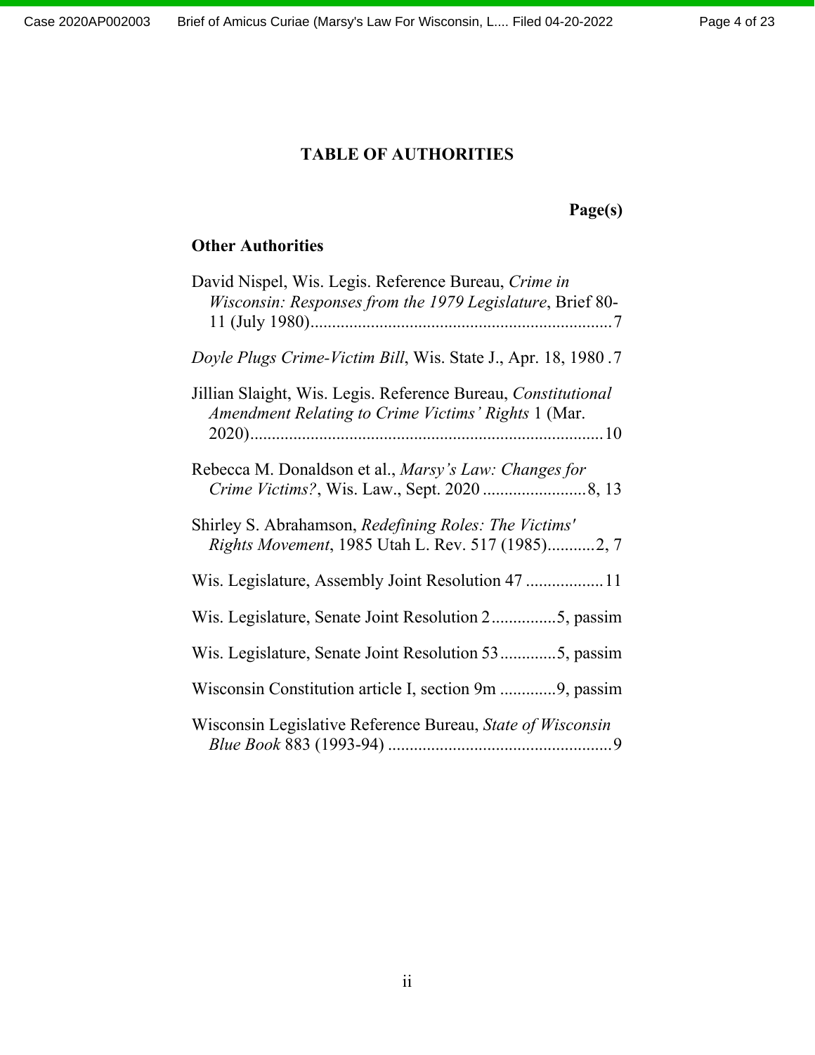## TABLE OF AUTHORITIES

**Page(s)**

### Other Authorities

David Nispel, Wis. Legis. Reference Bureau, *Crime in Wisconsin: Responses from the 1979 Legislature*, Brief 80-11 (July 1980) ...................................................................... 7

*Doyle Plugs Crime-Victim Bill*, Wis. State J., Apr. 18, 1980 . 7

Jillian Slaight, Wis. Legis. Reference Bureau, *Constitutional Amendment Relating to Crime Victims' Rights* 1 (Mar. 2020) ................................................................................. 10

Rebecca M. Donaldson et al., *Marsy's Law: Changes for Crime Victims?*, Wis. Law., Sept. 2020 ........................ 8, 13

Shirley S. Abrahamson, *Redefining Roles: The Victims' Rights Movement*, 1985 Utah L. Rev. 517 (1985) ........... 2, 7

Wis. Legislature, Assembly Joint Resolution 47 .................. 11

Wis. Legislature, Senate Joint Resolution 2 ............... 5, passim

Wis. Legislature, Senate Joint Resolution 53 ............. 5, passim

Wisconsin Constitution article I, section 9m ............. 9, passim

Wisconsin Legislative Reference Bureau, *State of Wisconsin Blue Book* 883 (1993-94) .................................................... 9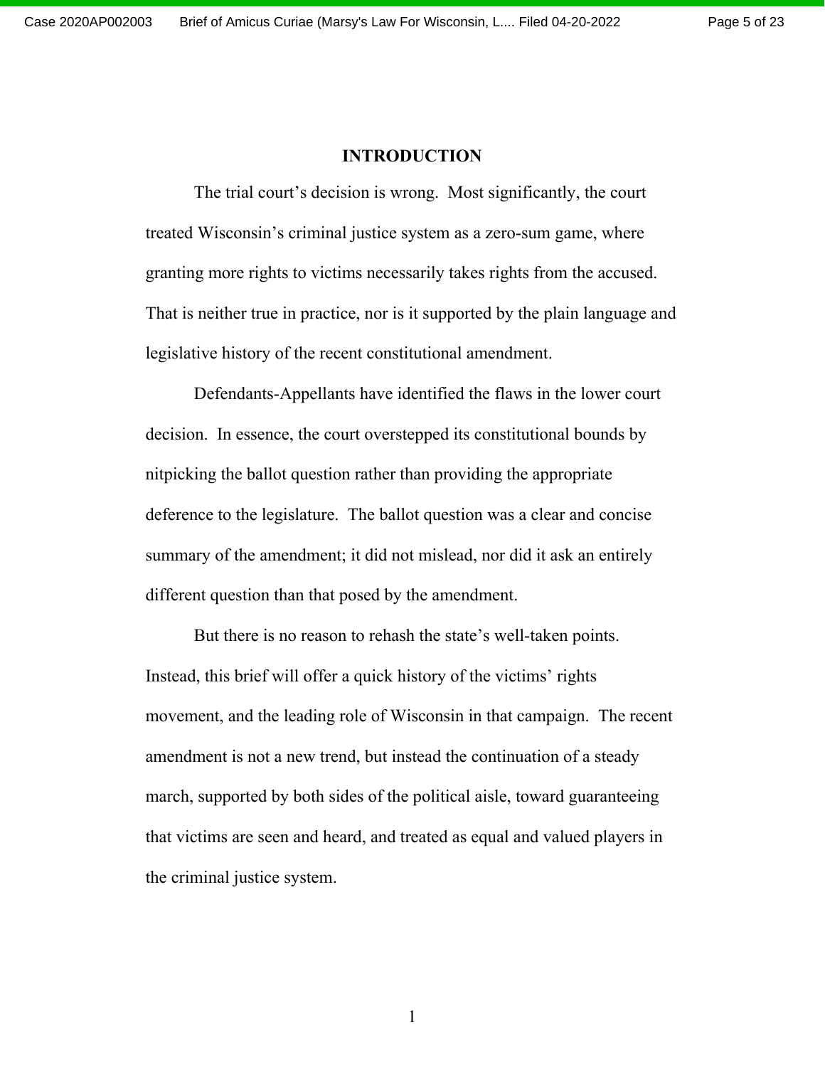# INTRODUCTION

The trial court's decision is wrong. Most significantly, the court treated Wisconsin's criminal justice system as a zero-sum game, where granting more rights to victims necessarily takes rights from the accused. That is neither true in practice, nor is it supported by the plain language and legislative history of the recent constitutional amendment.

Defendants-Appellants have identified the flaws in the lower court decision. In essence, the court overstepped its constitutional bounds by nitpicking the ballot question rather than providing the appropriate deference to the legislature. The ballot question was a clear and concise summary of the amendment; it did not mislead, nor did it ask an entirely different question than that posed by the amendment.

But there is no reason to rehash the state's well-taken points. Instead, this brief will offer a quick history of the victims' rights movement, and the leading role of Wisconsin in that campaign. The recent amendment is not a new trend, but instead the continuation of a steady march, supported by both sides of the political aisle, toward guaranteeing that victims are seen and heard, and treated as equal and valued players in the criminal justice system.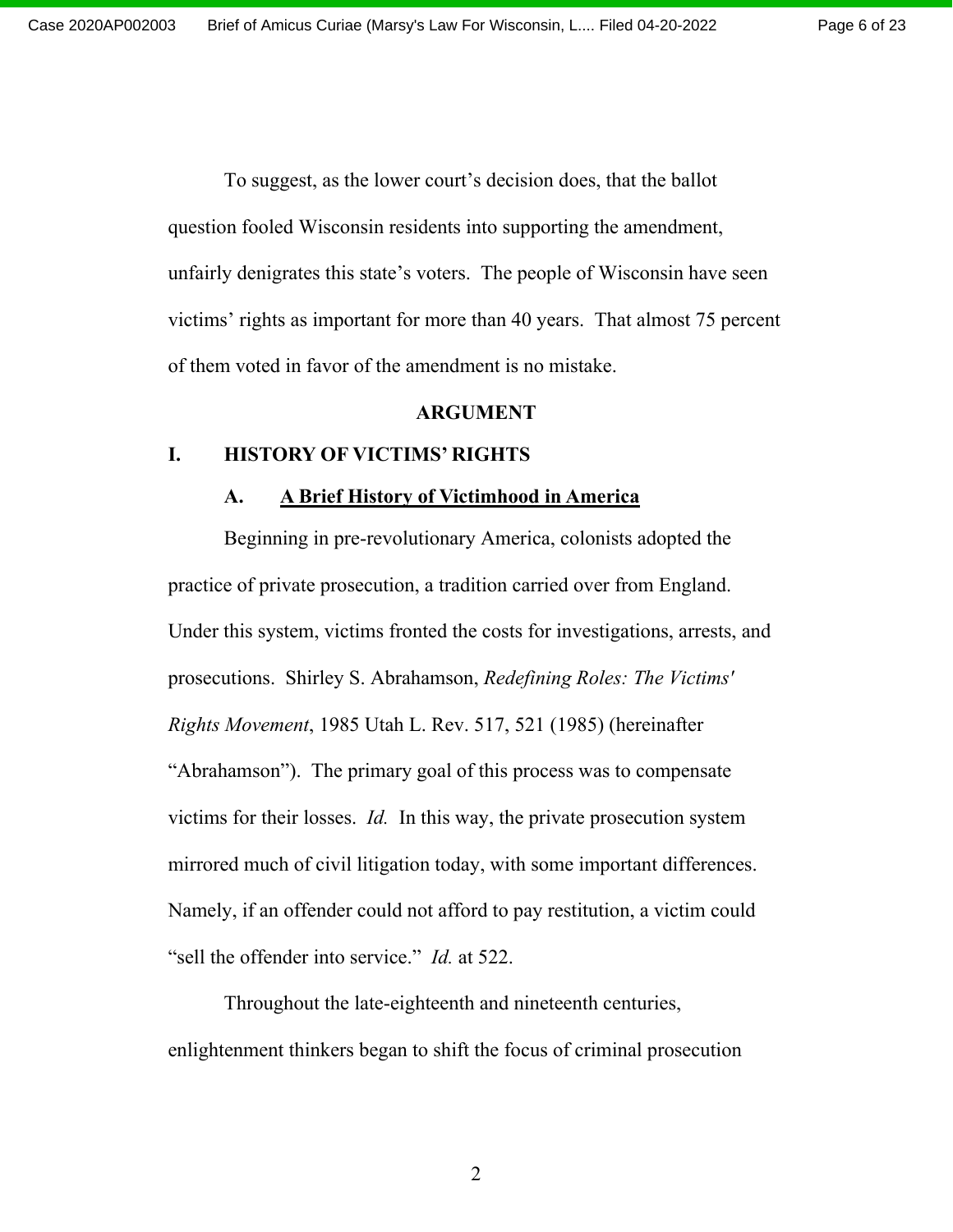To suggest, as the lower court's decision does, that the ballot question fooled Wisconsin residents into supporting the amendment, unfairly denigrates this state's voters. The people of Wisconsin have seen victims' rights as important for more than 40 years. That almost 75 percent of them voted in favor of the amendment is no mistake.

## ARGUMENT

### I. HISTORY OF VICTIMS' RIGHTS

#### A. <u>A Brief History of Victimhood in America</u>

Beginning in pre-revolutionary America, colonists adopted the practice of private prosecution, a tradition carried over from England. Under this system, victims fronted the costs for investigations, arrests, and prosecutions. Shirley S. Abrahamson, *Redefining Roles: The Victims' Rights Movement*, 1985 Utah L. Rev. 517, 521 (1985) (hereinafter "Abrahamson"). The primary goal of this process was to compensate victims for their losses. *Id.* In this way, the private prosecution system mirrored much of civil litigation today, with some important differences. Namely, if an offender could not afford to pay restitution, a victim could "sell the offender into service." *Id.* at 522.

Throughout the late-eighteenth and nineteenth centuries, enlightenment thinkers began to shift the focus of criminal prosecution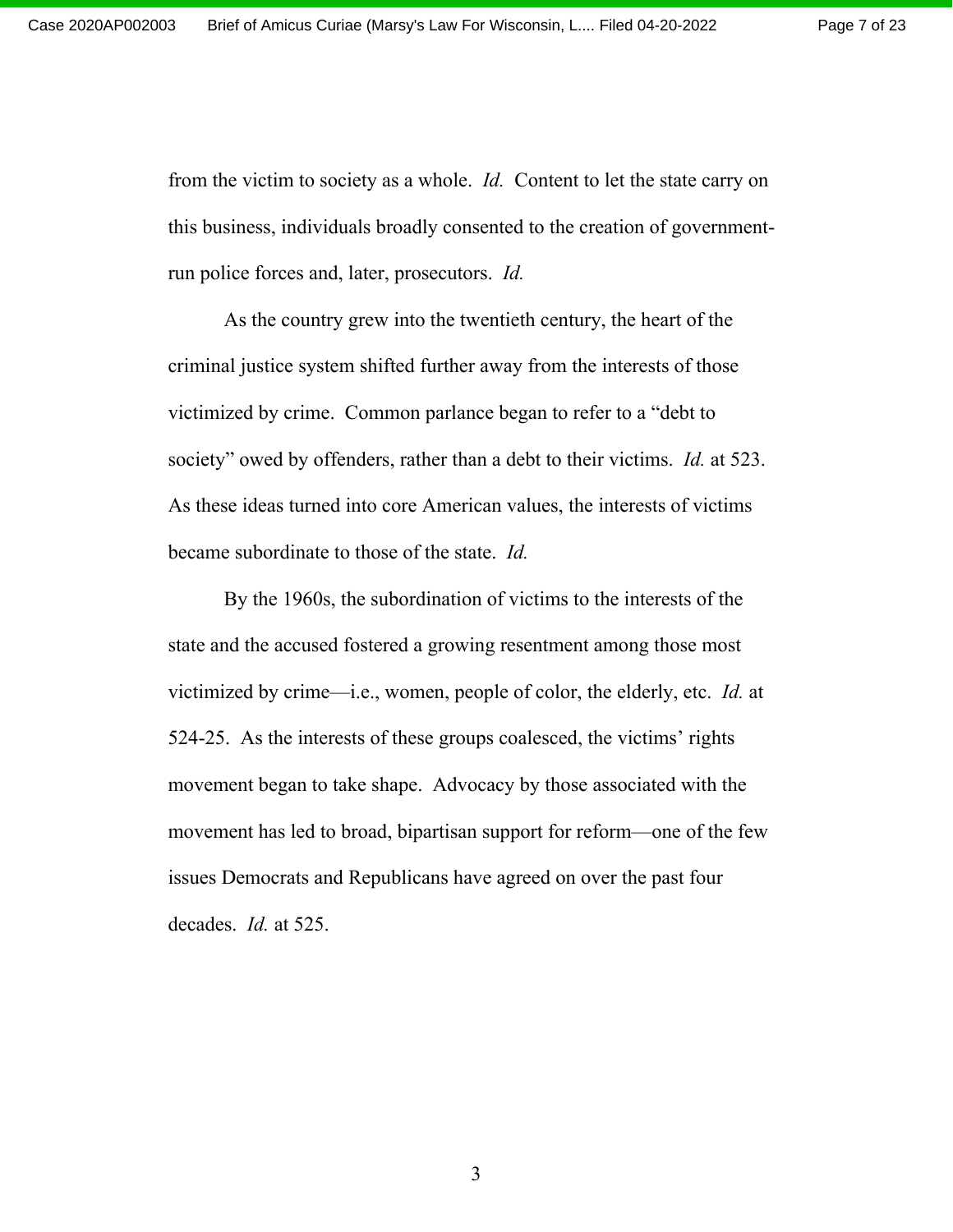from the victim to society as a whole. *Id.* Content to let the state carry on this business, individuals broadly consented to the creation of government-run police forces and, later, prosecutors. *Id.*

As the country grew into the twentieth century, the heart of the criminal justice system shifted further away from the interests of those victimized by crime. Common parlance began to refer to a "debt to society" owed by offenders, rather than a debt to their victims. *Id.* at 523. As these ideas turned into core American values, the interests of victims became subordinate to those of the state. *Id.*

By the 1960s, the subordination of victims to the interests of the state and the accused fostered a growing resentment among those most victimized by crime—i.e., women, people of color, the elderly, etc. *Id.* at 524-25. As the interests of these groups coalesced, the victims' rights movement began to take shape. Advocacy by those associated with the movement has led to broad, bipartisan support for reform—one of the few issues Democrats and Republicans have agreed on over the past four decades. *Id.* at 525.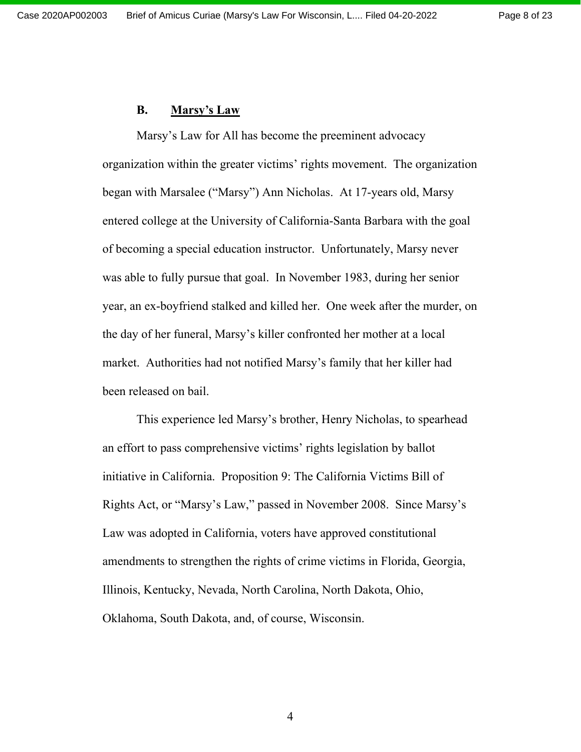### B. <u>Marsy's Law</u>

Marsy's Law for All has become the preeminent advocacy organization within the greater victims' rights movement. The organization began with Marsalee ("Marsy") Ann Nicholas. At 17-years old, Marsy entered college at the University of California-Santa Barbara with the goal of becoming a special education instructor. Unfortunately, Marsy never was able to fully pursue that goal. In November 1983, during her senior year, an ex-boyfriend stalked and killed her. One week after the murder, on the day of her funeral, Marsy's killer confronted her mother at a local market. Authorities had not notified Marsy's family that her killer had been released on bail.

This experience led Marsy's brother, Henry Nicholas, to spearhead an effort to pass comprehensive victims' rights legislation by ballot initiative in California. Proposition 9: The California Victims Bill of Rights Act, or "Marsy's Law," passed in November 2008. Since Marsy's Law was adopted in California, voters have approved constitutional amendments to strengthen the rights of crime victims in Florida, Georgia, Illinois, Kentucky, Nevada, North Carolina, North Dakota, Ohio, Oklahoma, South Dakota, and, of course, Wisconsin.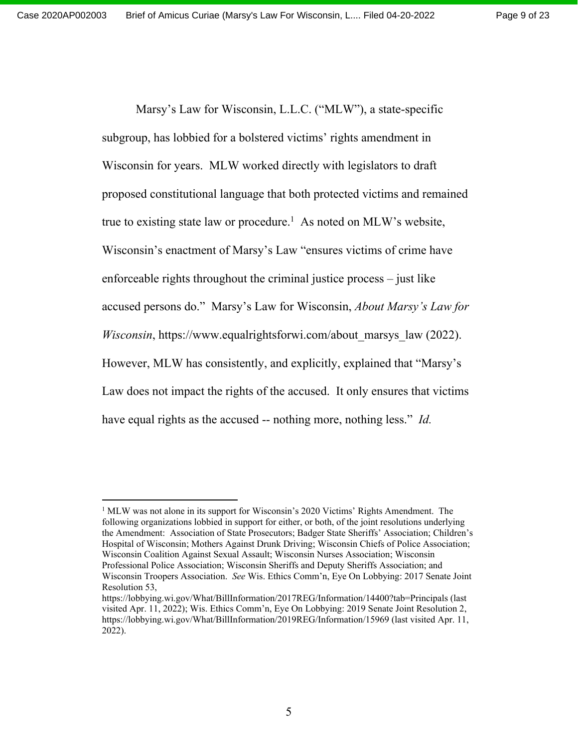Marsy's Law for Wisconsin, L.L.C. ("MLW"), a state-specific subgroup, has lobbied for a bolstered victims' rights amendment in Wisconsin for years. MLW worked directly with legislators to draft proposed constitutional language that both protected victims and remained true to existing state law or procedure.[1] As noted on MLW's website, Wisconsin's enactment of Marsy's Law "ensures victims of crime have enforceable rights throughout the criminal justice process – just like accused persons do." Marsy's Law for Wisconsin, *About Marsy's Law for Wisconsin*, https://www.equalrightsforwi.com/about_marsys_law (2022). However, MLW has consistently, and explicitly, explained that "Marsy's Law does not impact the rights of the accused. It only ensures that victims have equal rights as the accused -- nothing more, nothing less." *Id.*

---

[1] MLW was not alone in its support for Wisconsin's 2020 Victims' Rights Amendment. The following organizations lobbied in support for either, or both, of the joint resolutions underlying the Amendment: Association of State Prosecutors; Badger State Sheriffs' Association; Children's Hospital of Wisconsin; Mothers Against Drunk Driving; Wisconsin Chiefs of Police Association; Wisconsin Coalition Against Sexual Assault; Wisconsin Nurses Association; Wisconsin Professional Police Association; Wisconsin Sheriffs and Deputy Sheriffs Association; and Wisconsin Troopers Association. *See* Wis. Ethics Comm'n, Eye On Lobbying: 2017 Senate Joint Resolution 53, https://lobbying.wi.gov/What/BillInformation/2017REG/Information/14400?tab=Principals (last visited Apr. 11, 2022); Wis. Ethics Comm'n, Eye On Lobbying: 2019 Senate Joint Resolution 2, https://lobbying.wi.gov/What/BillInformation/2019REG/Information/15969 (last visited Apr. 11, 2022).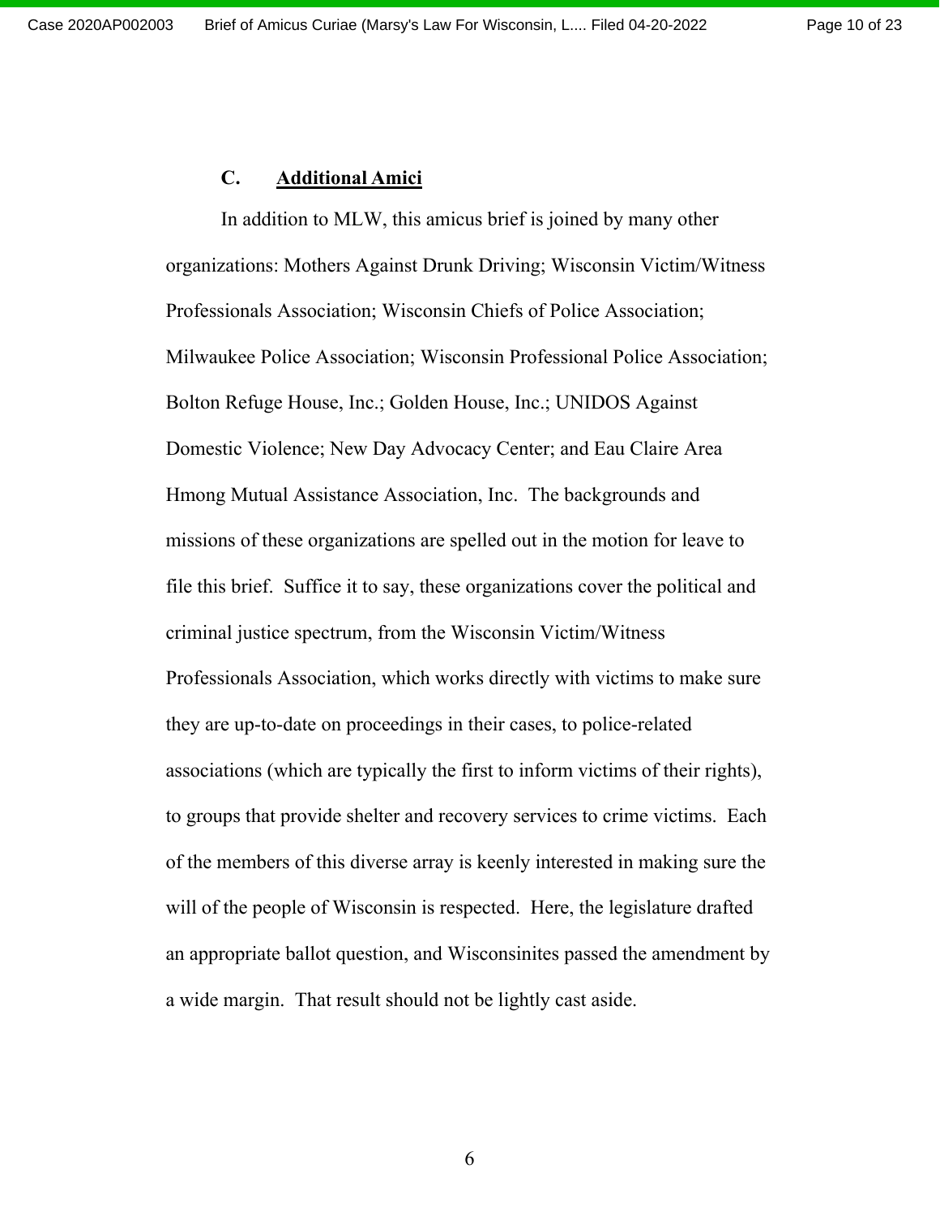### C. Additional Amici

In addition to MLW, this amicus brief is joined by many other organizations: Mothers Against Drunk Driving; Wisconsin Victim/Witness Professionals Association; Wisconsin Chiefs of Police Association; Milwaukee Police Association; Wisconsin Professional Police Association; Bolton Refuge House, Inc.; Golden House, Inc.; UNIDOS Against Domestic Violence; New Day Advocacy Center; and Eau Claire Area Hmong Mutual Assistance Association, Inc. The backgrounds and missions of these organizations are spelled out in the motion for leave to file this brief. Suffice it to say, these organizations cover the political and criminal justice spectrum, from the Wisconsin Victim/Witness Professionals Association, which works directly with victims to make sure they are up-to-date on proceedings in their cases, to police-related associations (which are typically the first to inform victims of their rights), to groups that provide shelter and recovery services to crime victims. Each of the members of this diverse array is keenly interested in making sure the will of the people of Wisconsin is respected. Here, the legislature drafted an appropriate ballot question, and Wisconsinites passed the amendment by a wide margin. That result should not be lightly cast aside.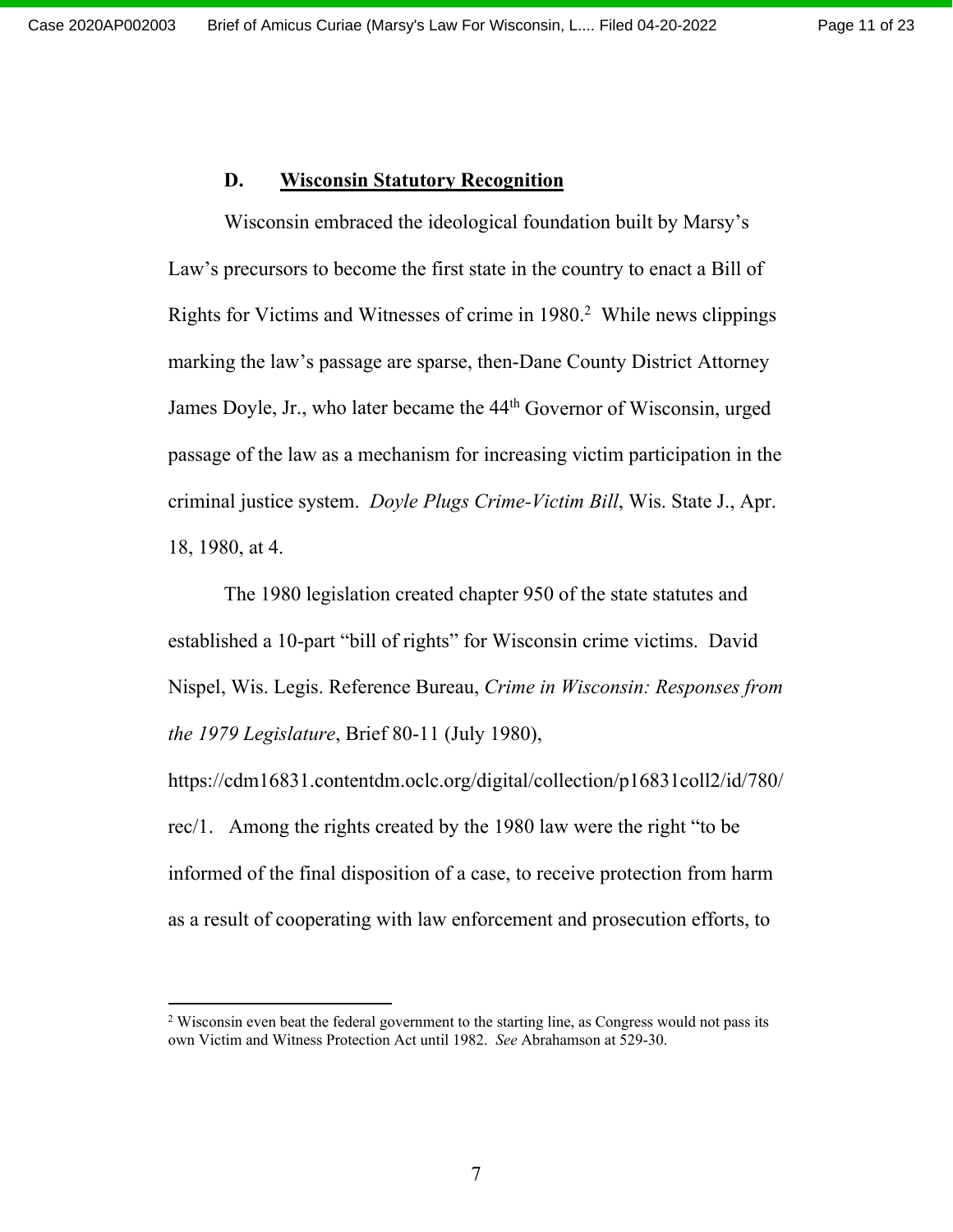### D. <u>Wisconsin Statutory Recognition</u>

Wisconsin embraced the ideological foundation built by Marsy's Law's precursors to become the first state in the country to enact a Bill of Rights for Victims and Witnesses of crime in 1980.[2] While news clippings marking the law's passage are sparse, then-Dane County District Attorney James Doyle, Jr., who later became the 44th Governor of Wisconsin, urged passage of the law as a mechanism for increasing victim participation in the criminal justice system. *Doyle Plugs Crime-Victim Bill*, Wis. State J., Apr. 18, 1980, at 4.

The 1980 legislation created chapter 950 of the state statutes and established a 10-part "bill of rights" for Wisconsin crime victims. David Nispel, Wis. Legis. Reference Bureau, *Crime in Wisconsin: Responses from the 1979 Legislature*, Brief 80-11 (July 1980), https://cdm16831.contentdm.oclc.org/digital/collection/p16831coll2/id/780/rec/1. Among the rights created by the 1980 law were the right "to be informed of the final disposition of a case, to receive protection from harm as a result of cooperating with law enforcement and prosecution efforts, to

---

[2] Wisconsin even beat the federal government to the starting line, as Congress would not pass its own Victim and Witness Protection Act until 1982. *See* Abrahamson at 529-30.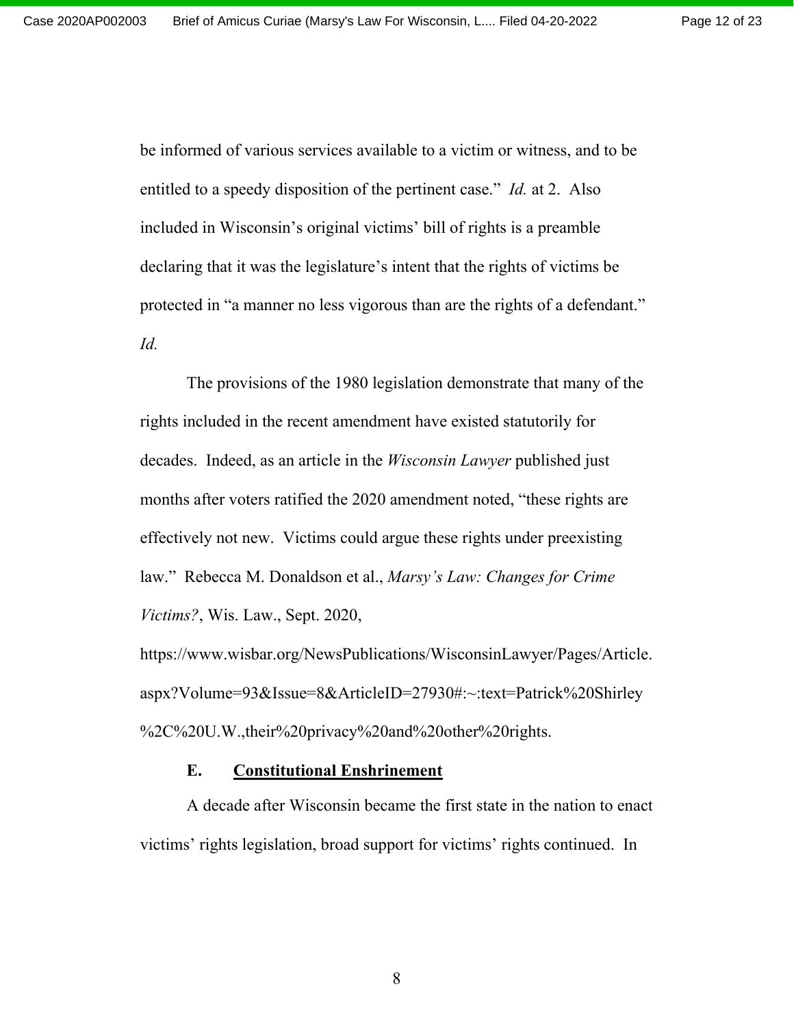be informed of various services available to a victim or witness, and to be entitled to a speedy disposition of the pertinent case." *Id.* at 2. Also included in Wisconsin's original victims' bill of rights is a preamble declaring that it was the legislature's intent that the rights of victims be protected in "a manner no less vigorous than are the rights of a defendant." *Id.*

The provisions of the 1980 legislation demonstrate that many of the rights included in the recent amendment have existed statutorily for decades. Indeed, as an article in the *Wisconsin Lawyer* published just months after voters ratified the 2020 amendment noted, "these rights are effectively not new. Victims could argue these rights under preexisting law." Rebecca M. Donaldson et al., *Marsy's Law: Changes for Crime Victims?*, Wis. Law., Sept. 2020, https://www.wisbar.org/NewsPublications/WisconsinLawyer/Pages/Article.aspx?Volume=93&Issue=8&ArticleID=27930#:~:text=Patrick%20Shirley%2C%20U.W.,their%20privacy%20and%20other%20rights.

### E. Constitutional Enshrinement

A decade after Wisconsin became the first state in the nation to enact victims' rights legislation, broad support for victims' rights continued. In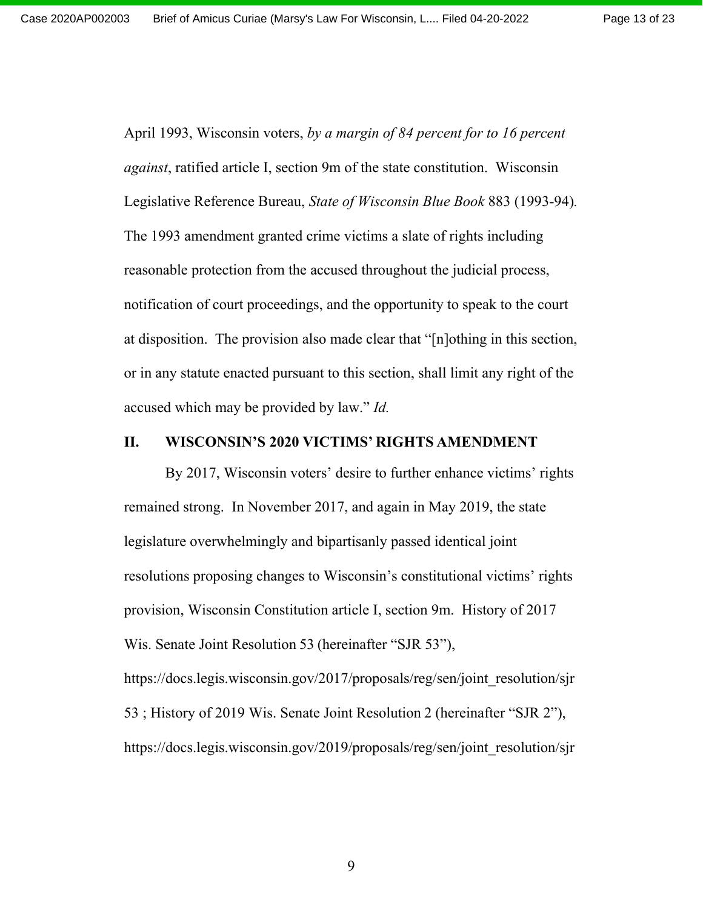April 1993, Wisconsin voters, *by a margin of 84 percent for to 16 percent against*, ratified article I, section 9m of the state constitution. Wisconsin Legislative Reference Bureau, *State of Wisconsin Blue Book* 883 (1993-94). The 1993 amendment granted crime victims a slate of rights including reasonable protection from the accused throughout the judicial process, notification of court proceedings, and the opportunity to speak to the court at disposition. The provision also made clear that "[n]othing in this section, or in any statute enacted pursuant to this section, shall limit any right of the accused which may be provided by law." *Id.*

## II. WISCONSIN'S 2020 VICTIMS' RIGHTS AMENDMENT

By 2017, Wisconsin voters' desire to further enhance victims' rights remained strong. In November 2017, and again in May 2019, the state legislature overwhelmingly and bipartisanly passed identical joint resolutions proposing changes to Wisconsin's constitutional victims' rights provision, Wisconsin Constitution article I, section 9m. History of 2017 Wis. Senate Joint Resolution 53 (hereinafter "SJR 53"), https://docs.legis.wisconsin.gov/2017/proposals/reg/sen/joint_resolution/sjr53 ; History of 2019 Wis. Senate Joint Resolution 2 (hereinafter "SJR 2"), https://docs.legis.wisconsin.gov/2019/proposals/reg/sen/joint_resolution/sjr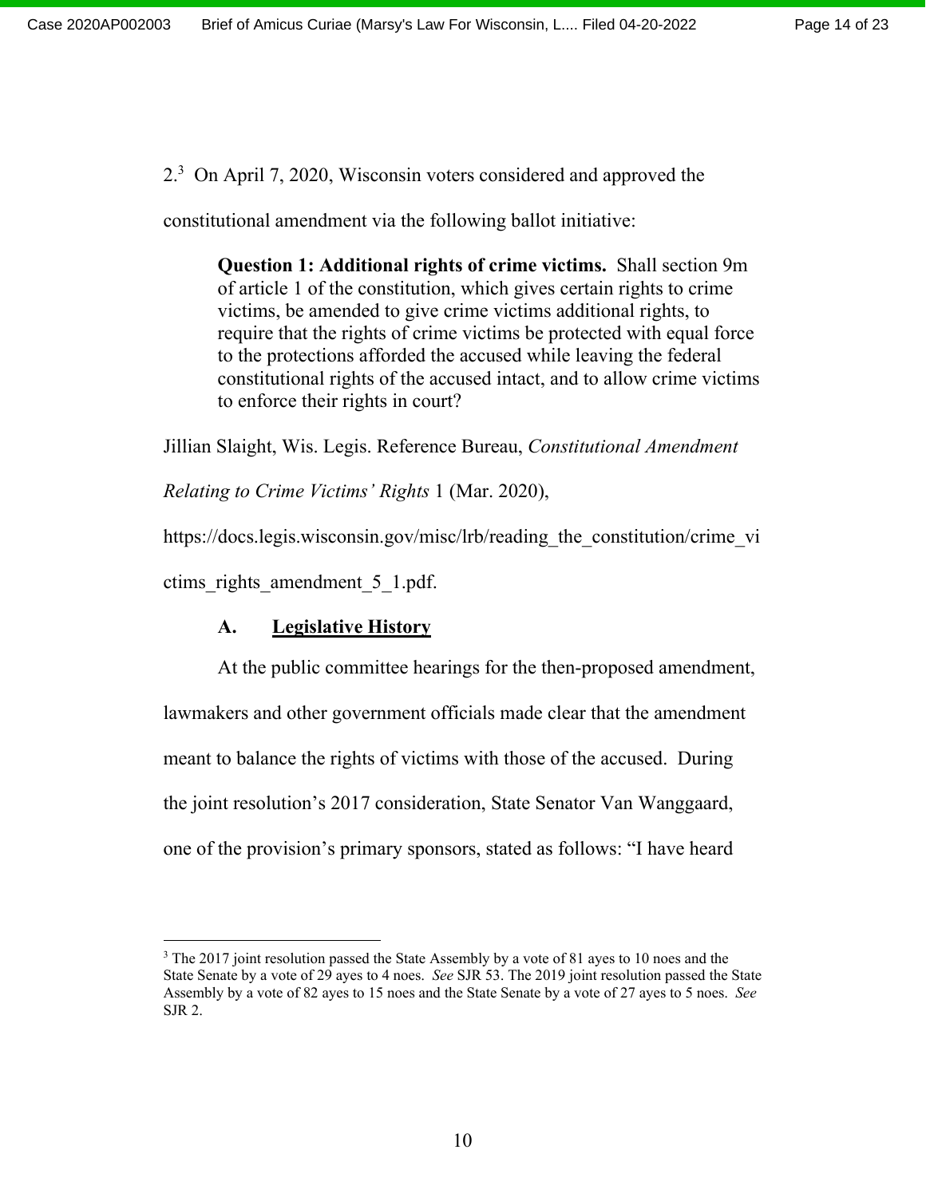2.[3] On April 7, 2020, Wisconsin voters considered and approved the constitutional amendment via the following ballot initiative:

> **Question 1: Additional rights of crime victims.** Shall section 9m of article 1 of the constitution, which gives certain rights to crime victims, be amended to give crime victims additional rights, to require that the rights of crime victims be protected with equal force to the protections afforded the accused while leaving the federal constitutional rights of the accused intact, and to allow crime victims to enforce their rights in court?

Jillian Slaight, Wis. Legis. Reference Bureau, *Constitutional Amendment Relating to Crime Victims' Rights* 1 (Mar. 2020), https://docs.legis.wisconsin.gov/misc/lrb/reading_the_constitution/crime_victims_rights_amendment_5_1.pdf.

### A. Legislative History

At the public committee hearings for the then-proposed amendment, lawmakers and other government officials made clear that the amendment meant to balance the rights of victims with those of the accused. During the joint resolution's 2017 consideration, State Senator Van Wanggaard, one of the provision's primary sponsors, stated as follows: "I have heard

---

[3] The 2017 joint resolution passed the State Assembly by a vote of 81 ayes to 10 noes and the State Senate by a vote of 29 ayes to 4 noes. *See* SJR 53. The 2019 joint resolution passed the State Assembly by a vote of 82 ayes to 15 noes and the State Senate by a vote of 27 ayes to 5 noes. *See* SJR 2.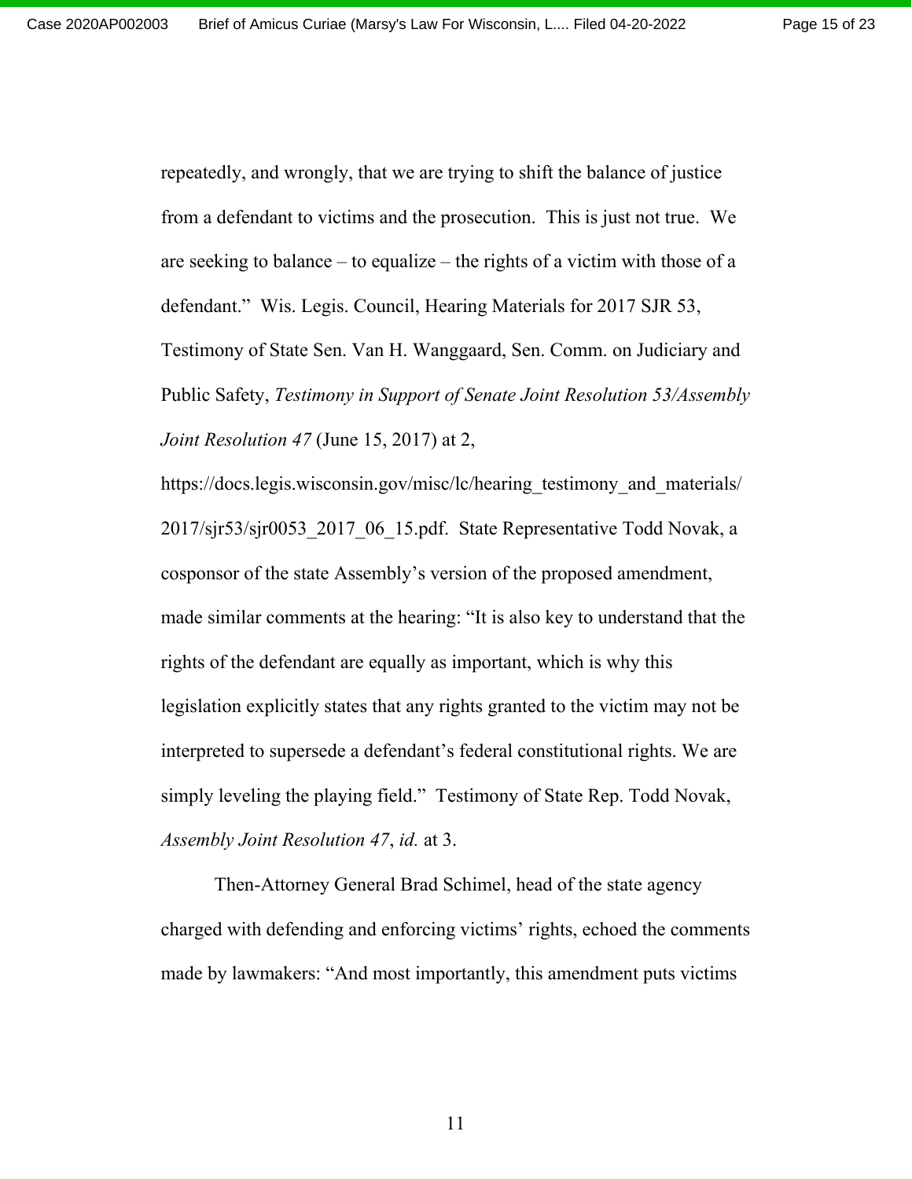repeatedly, and wrongly, that we are trying to shift the balance of justice from a defendant to victims and the prosecution. This is just not true. We are seeking to balance – to equalize – the rights of a victim with those of a defendant." Wis. Legis. Council, Hearing Materials for 2017 SJR 53, Testimony of State Sen. Van H. Wanggaard, Sen. Comm. on Judiciary and Public Safety, *Testimony in Support of Senate Joint Resolution 53/Assembly Joint Resolution 47* (June 15, 2017) at 2, https://docs.legis.wisconsin.gov/misc/lc/hearing_testimony_and_materials/2017/sjr53/sjr0053_2017_06_15.pdf. State Representative Todd Novak, a cosponsor of the state Assembly's version of the proposed amendment, made similar comments at the hearing: "It is also key to understand that the rights of the defendant are equally as important, which is why this legislation explicitly states that any rights granted to the victim may not be interpreted to supersede a defendant's federal constitutional rights. We are simply leveling the playing field." Testimony of State Rep. Todd Novak, *Assembly Joint Resolution 47*, *id.* at 3.

Then-Attorney General Brad Schimel, head of the state agency charged with defending and enforcing victims' rights, echoed the comments made by lawmakers: "And most importantly, this amendment puts victims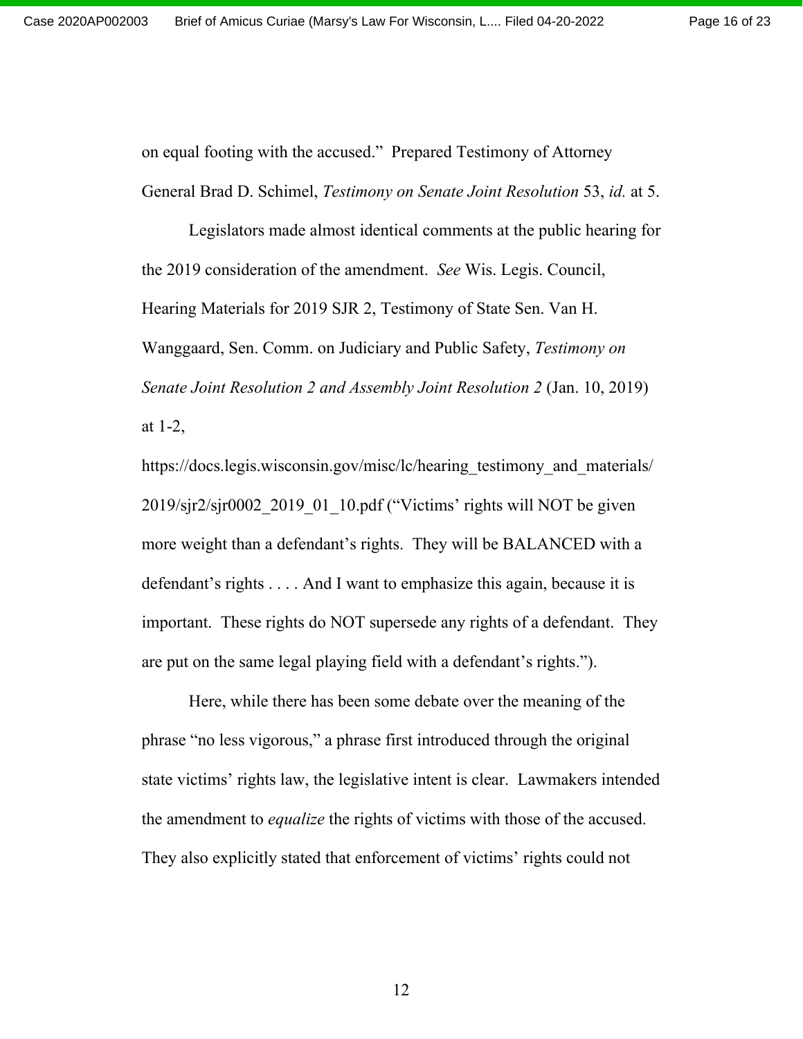on equal footing with the accused." Prepared Testimony of Attorney General Brad D. Schimel, *Testimony on Senate Joint Resolution* 53, *id.* at 5.

Legislators made almost identical comments at the public hearing for the 2019 consideration of the amendment. *See* Wis. Legis. Council, Hearing Materials for 2019 SJR 2, Testimony of State Sen. Van H. Wanggaard, Sen. Comm. on Judiciary and Public Safety, *Testimony on Senate Joint Resolution 2 and Assembly Joint Resolution 2* (Jan. 10, 2019) at 1-2, https://docs.legis.wisconsin.gov/misc/lc/hearing_testimony_and_materials/2019/sjr2/sjr0002_2019_01_10.pdf ("Victims' rights will NOT be given more weight than a defendant's rights. They will be BALANCED with a defendant's rights . . . . And I want to emphasize this again, because it is important. These rights do NOT supersede any rights of a defendant. They are put on the same legal playing field with a defendant's rights.").

Here, while there has been some debate over the meaning of the phrase "no less vigorous," a phrase first introduced through the original state victims' rights law, the legislative intent is clear. Lawmakers intended the amendment to *equalize* the rights of victims with those of the accused. They also explicitly stated that enforcement of victims' rights could not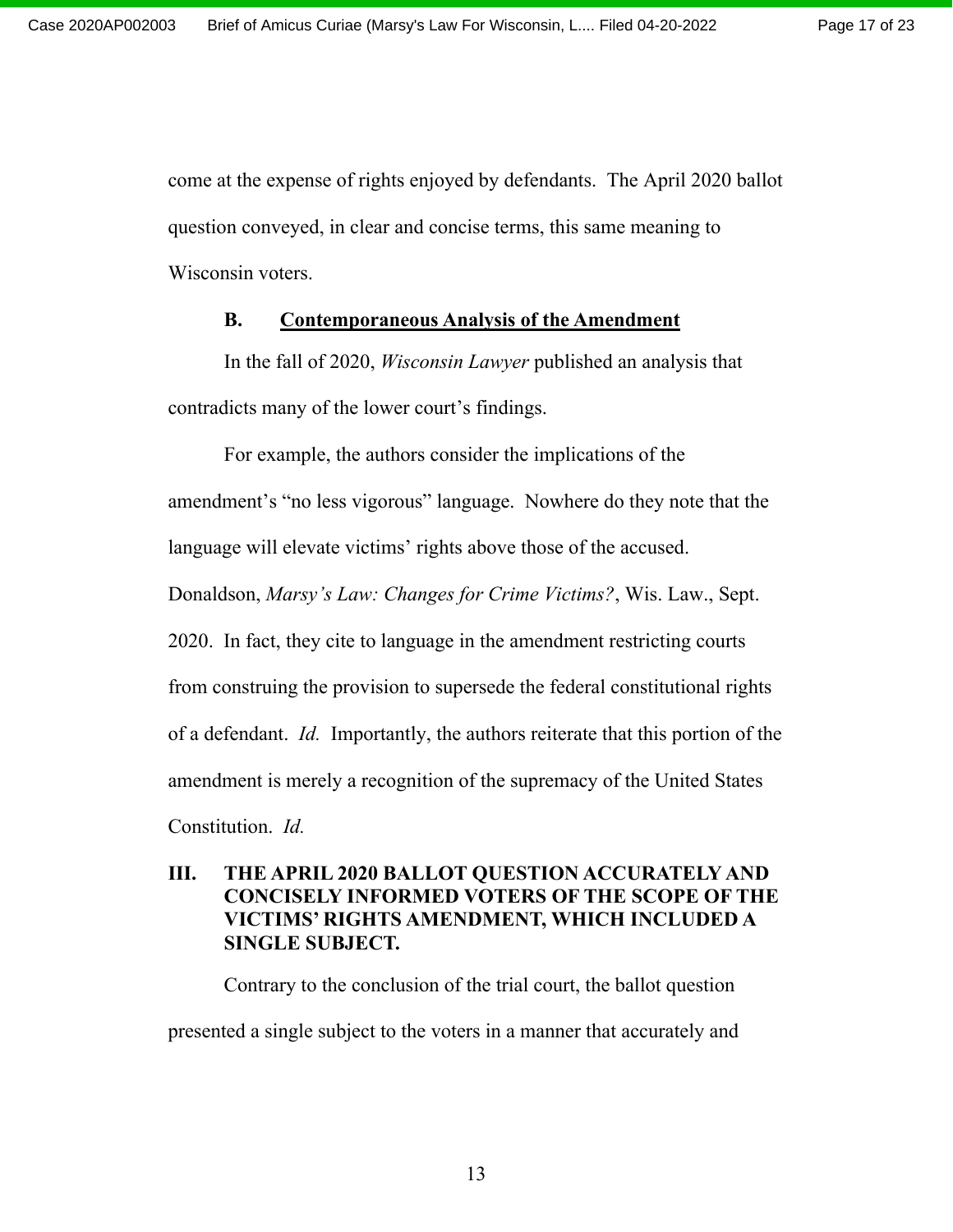come at the expense of rights enjoyed by defendants. The April 2020 ballot question conveyed, in clear and concise terms, this same meaning to Wisconsin voters.

### B. Contemporaneous Analysis of the Amendment

In the fall of 2020, *Wisconsin Lawyer* published an analysis that contradicts many of the lower court's findings.

For example, the authors consider the implications of the amendment's "no less vigorous" language. Nowhere do they note that the language will elevate victims' rights above those of the accused. Donaldson, *Marsy's Law: Changes for Crime Victims?*, Wis. Law., Sept. 2020. In fact, they cite to language in the amendment restricting courts from construing the provision to supersede the federal constitutional rights of a defendant. *Id.* Importantly, the authors reiterate that this portion of the amendment is merely a recognition of the supremacy of the United States Constitution. *Id.*

## III. THE APRIL 2020 BALLOT QUESTION ACCURATELY AND CONCISELY INFORMED VOTERS OF THE SCOPE OF THE VICTIMS' RIGHTS AMENDMENT, WHICH INCLUDED A SINGLE SUBJECT.

Contrary to the conclusion of the trial court, the ballot question presented a single subject to the voters in a manner that accurately and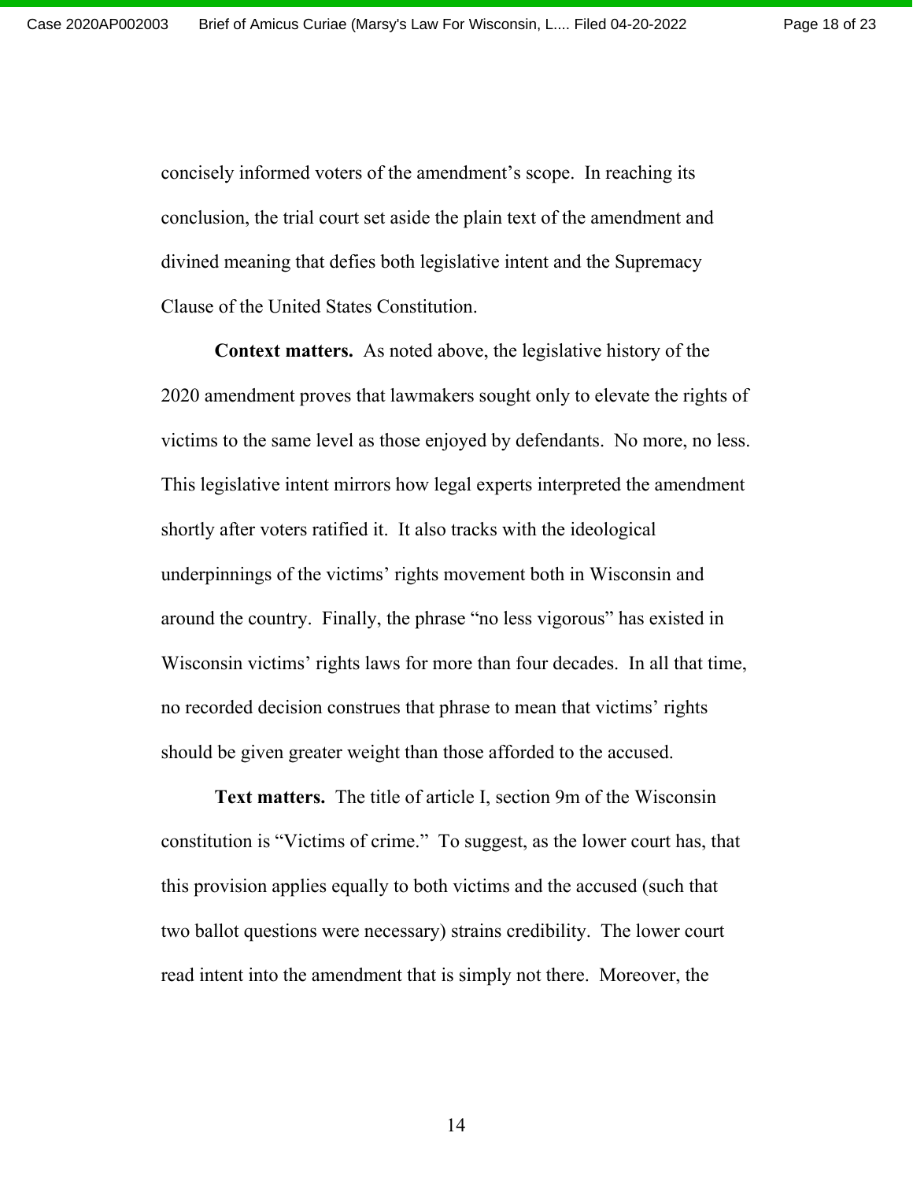concisely informed voters of the amendment's scope. In reaching its conclusion, the trial court set aside the plain text of the amendment and divined meaning that defies both legislative intent and the Supremacy Clause of the United States Constitution.

**Context matters.** As noted above, the legislative history of the 2020 amendment proves that lawmakers sought only to elevate the rights of victims to the same level as those enjoyed by defendants. No more, no less. This legislative intent mirrors how legal experts interpreted the amendment shortly after voters ratified it. It also tracks with the ideological underpinnings of the victims' rights movement both in Wisconsin and around the country. Finally, the phrase "no less vigorous" has existed in Wisconsin victims' rights laws for more than four decades. In all that time, no recorded decision construes that phrase to mean that victims' rights should be given greater weight than those afforded to the accused.

**Text matters.** The title of article I, section 9m of the Wisconsin constitution is "Victims of crime." To suggest, as the lower court has, that this provision applies equally to both victims and the accused (such that two ballot questions were necessary) strains credibility. The lower court read intent into the amendment that is simply not there. Moreover, the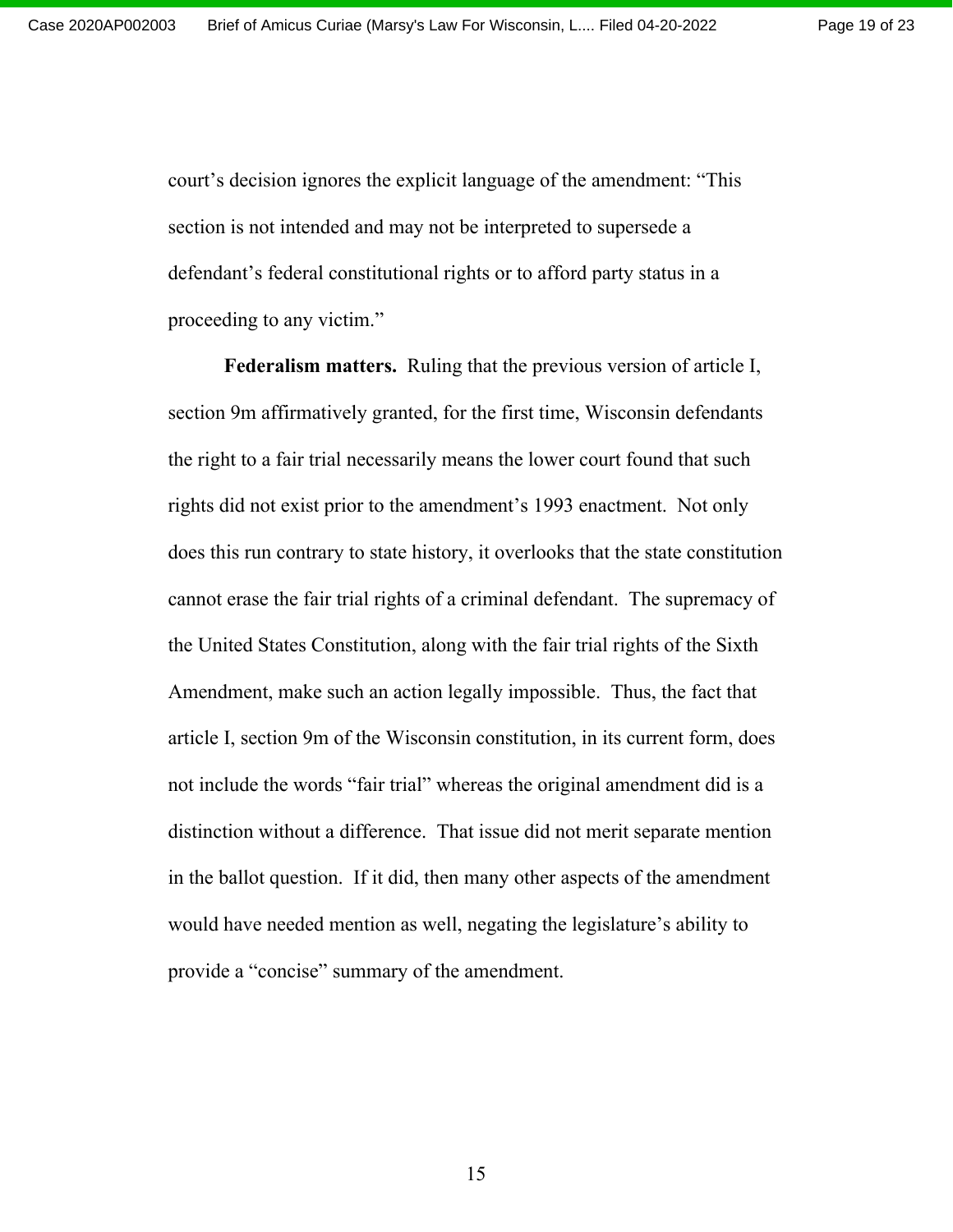court's decision ignores the explicit language of the amendment: "This section is not intended and may not be interpreted to supersede a defendant's federal constitutional rights or to afford party status in a proceeding to any victim."

**Federalism matters.** Ruling that the previous version of article I, section 9m affirmatively granted, for the first time, Wisconsin defendants the right to a fair trial necessarily means the lower court found that such rights did not exist prior to the amendment's 1993 enactment. Not only does this run contrary to state history, it overlooks that the state constitution cannot erase the fair trial rights of a criminal defendant. The supremacy of the United States Constitution, along with the fair trial rights of the Sixth Amendment, make such an action legally impossible. Thus, the fact that article I, section 9m of the Wisconsin constitution, in its current form, does not include the words "fair trial" whereas the original amendment did is a distinction without a difference. That issue did not merit separate mention in the ballot question. If it did, then many other aspects of the amendment would have needed mention as well, negating the legislature's ability to provide a "concise" summary of the amendment.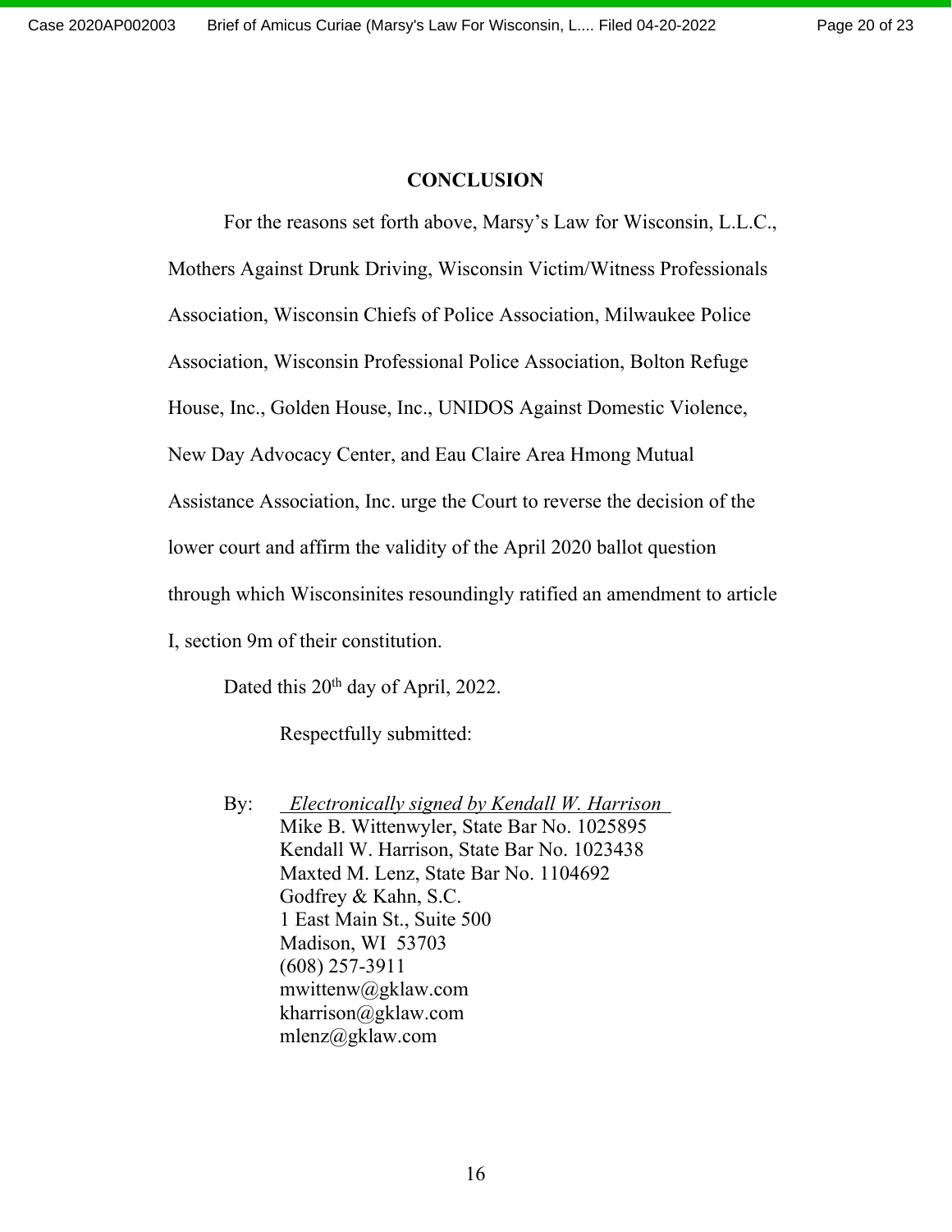## CONCLUSION

For the reasons set forth above, Marsy's Law for Wisconsin, L.L.C., Mothers Against Drunk Driving, Wisconsin Victim/Witness Professionals Association, Wisconsin Chiefs of Police Association, Milwaukee Police Association, Wisconsin Professional Police Association, Bolton Refuge House, Inc., Golden House, Inc., UNIDOS Against Domestic Violence, New Day Advocacy Center, and Eau Claire Area Hmong Mutual Assistance Association, Inc. urge the Court to reverse the decision of the lower court and affirm the validity of the April 2020 ballot question through which Wisconsinites resoundingly ratified an amendment to article I, section 9m of their constitution.

Dated this 20th day of April, 2022.

Respectfully submitted:

By: *Electronically signed by Kendall W. Harrison*
Mike B. Wittenwyler, State Bar No. 1025895
Kendall W. Harrison, State Bar No. 1023438
Maxted M. Lenz, State Bar No. 1104692
Godfrey & Kahn, S.C.
1 East Main St., Suite 500
Madison, WI 53703
(608) 257-3911
mwittenw@gklaw.com
kharrison@gklaw.com
mlenz@gklaw.com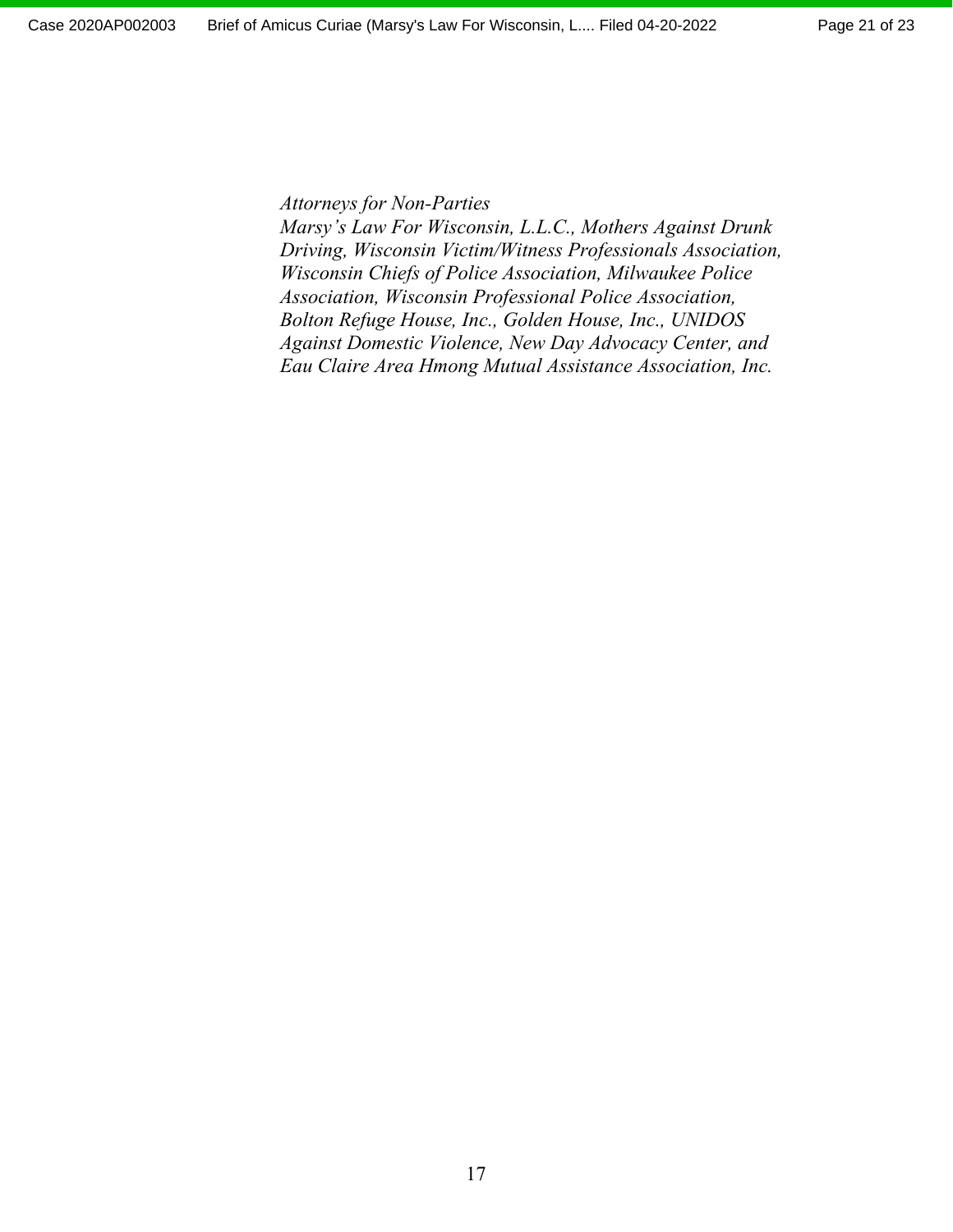*Attorneys for Non-Parties*
*Marsy's Law For Wisconsin, L.L.C., Mothers Against Drunk Driving, Wisconsin Victim/Witness Professionals Association, Wisconsin Chiefs of Police Association, Milwaukee Police Association, Wisconsin Professional Police Association, Bolton Refuge House, Inc., Golden House, Inc., UNIDOS Against Domestic Violence, New Day Advocacy Center, and Eau Claire Area Hmong Mutual Assistance Association, Inc.*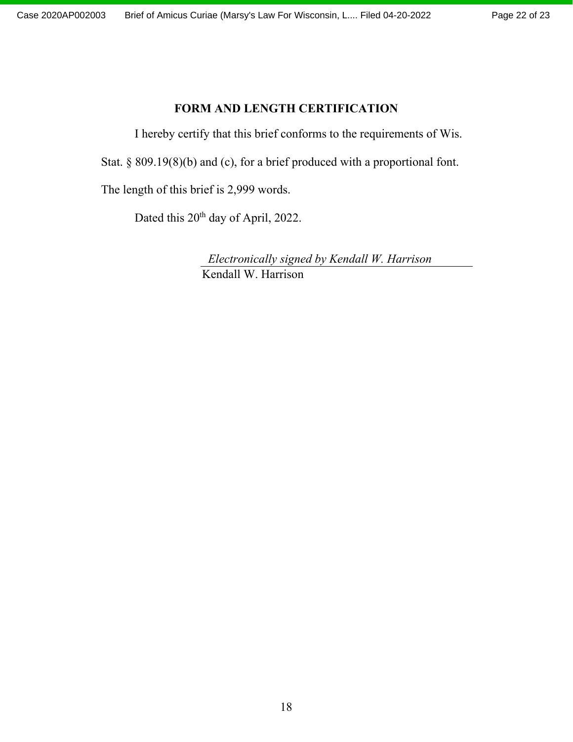## FORM AND LENGTH CERTIFICATION

I hereby certify that this brief conforms to the requirements of Wis. Stat. § 809.19(8)(b) and (c), for a brief produced with a proportional font. The length of this brief is 2,999 words.

Dated this 20th day of April, 2022.

*Electronically signed by Kendall W. Harrison*

Kendall W. Harrison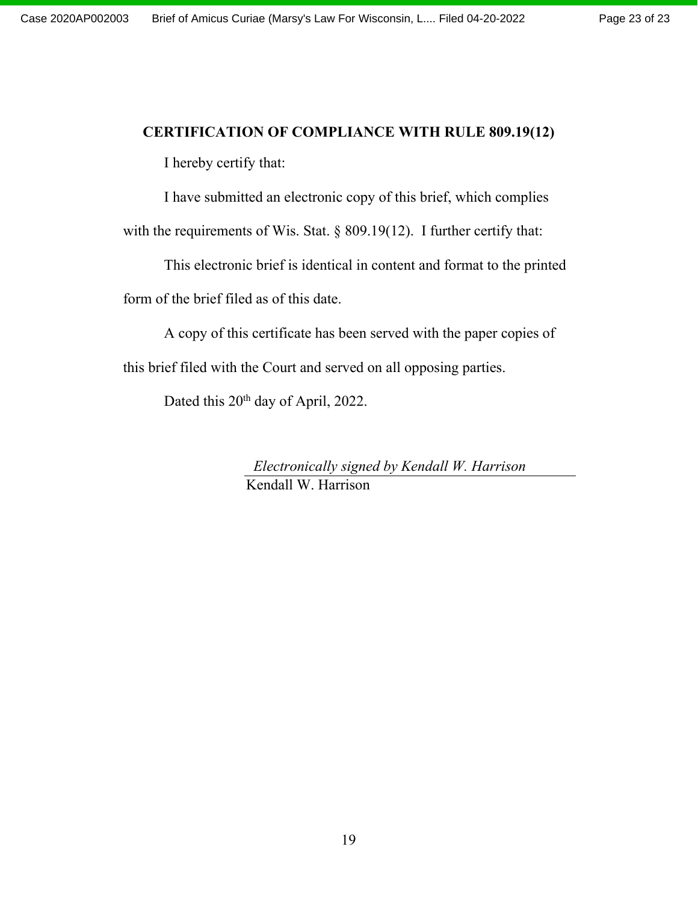## CERTIFICATION OF COMPLIANCE WITH RULE 809.19(12)

I hereby certify that:

I have submitted an electronic copy of this brief, which complies with the requirements of Wis. Stat. § 809.19(12). I further certify that:

This electronic brief is identical in content and format to the printed form of the brief filed as of this date.

A copy of this certificate has been served with the paper copies of this brief filed with the Court and served on all opposing parties.

Dated this 20th day of April, 2022.

*Electronically signed by Kendall W. Harrison*
Kendall W. Harrison